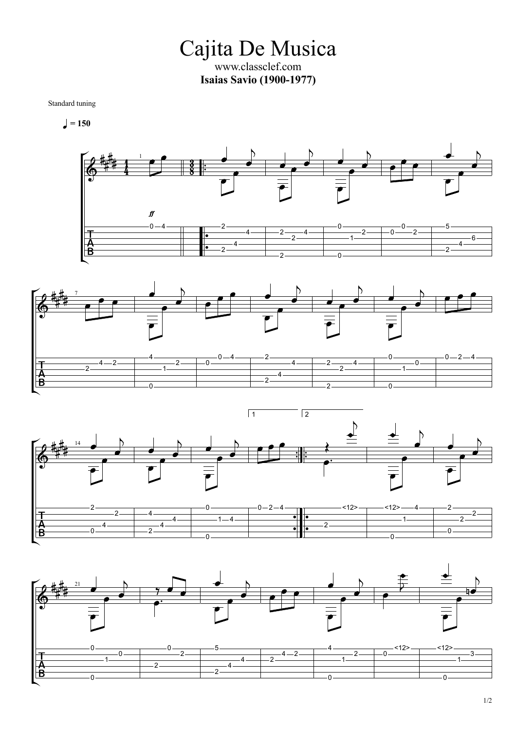# Cajita De Musica

www.classclef.com

**Isaias Savio (1900-1977)**

Standard tuning

♩ = 150